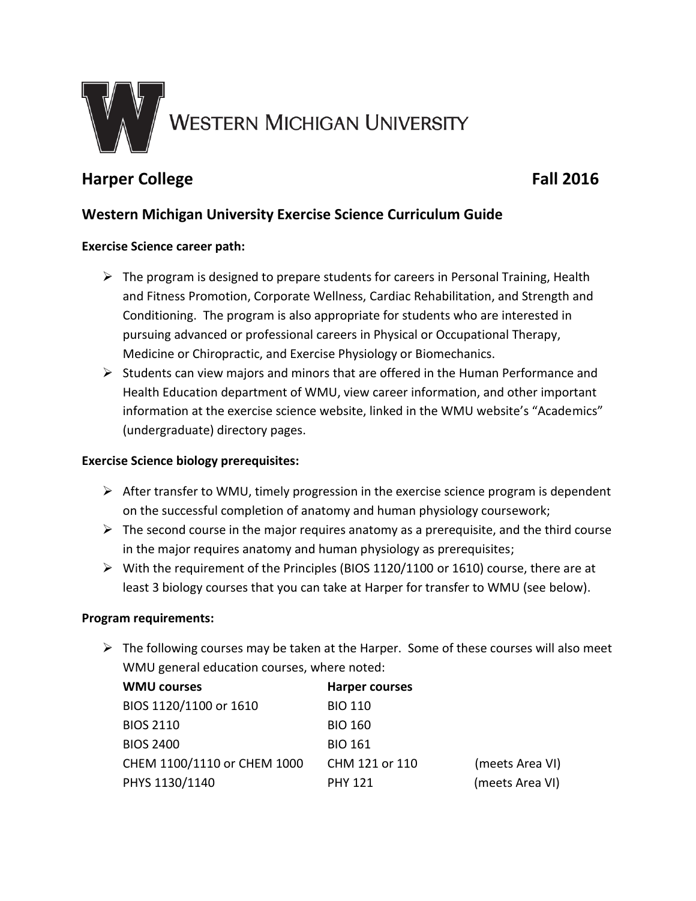WESTERN MICHIGAN UNIVERSITY

## Harper College — Fall 2016

## Western Michigan University Exercise Science Curriculum Guide

**Exercise Science career path:**

- The program is designed to prepare students for careers in Personal Training, Health and Fitness Promotion, Corporate Wellness, Cardiac Rehabilitation, and Strength and Conditioning. The program is also appropriate for students who are interested in pursuing advanced or professional careers in Physical or Occupational Therapy, Medicine or Chiropractic, and Exercise Physiology or Biomechanics.
- Students can view majors and minors that are offered in the Human Performance and Health Education department of WMU, view career information, and other important information at the exercise science website, linked in the WMU website's "Academics" (undergraduate) directory pages.

**Exercise Science biology prerequisites:**

- After transfer to WMU, timely progression in the exercise science program is dependent on the successful completion of anatomy and human physiology coursework;
- The second course in the major requires anatomy as a prerequisite, and the third course in the major requires anatomy and human physiology as prerequisites;
- With the requirement of the Principles (BIOS 1120/1100 or 1610) course, there are at least 3 biology courses that you can take at Harper for transfer to WMU (see below).

**Program requirements:**

- The following courses may be taken at the Harper. Some of these courses will also meet WMU general education courses, where noted:

| WMU courses | Harper courses | |
|---|---|---|
| BIOS 1120/1100 or 1610 | BIO 110 | |
| BIOS 2110 | BIO 160 | |
| BIOS 2400 | BIO 161 | |
| CHEM 1100/1110 or CHEM 1000 | CHM 121 or 110 | (meets Area VI) |
| PHYS 1130/1140 | PHY 121 | (meets Area VI) |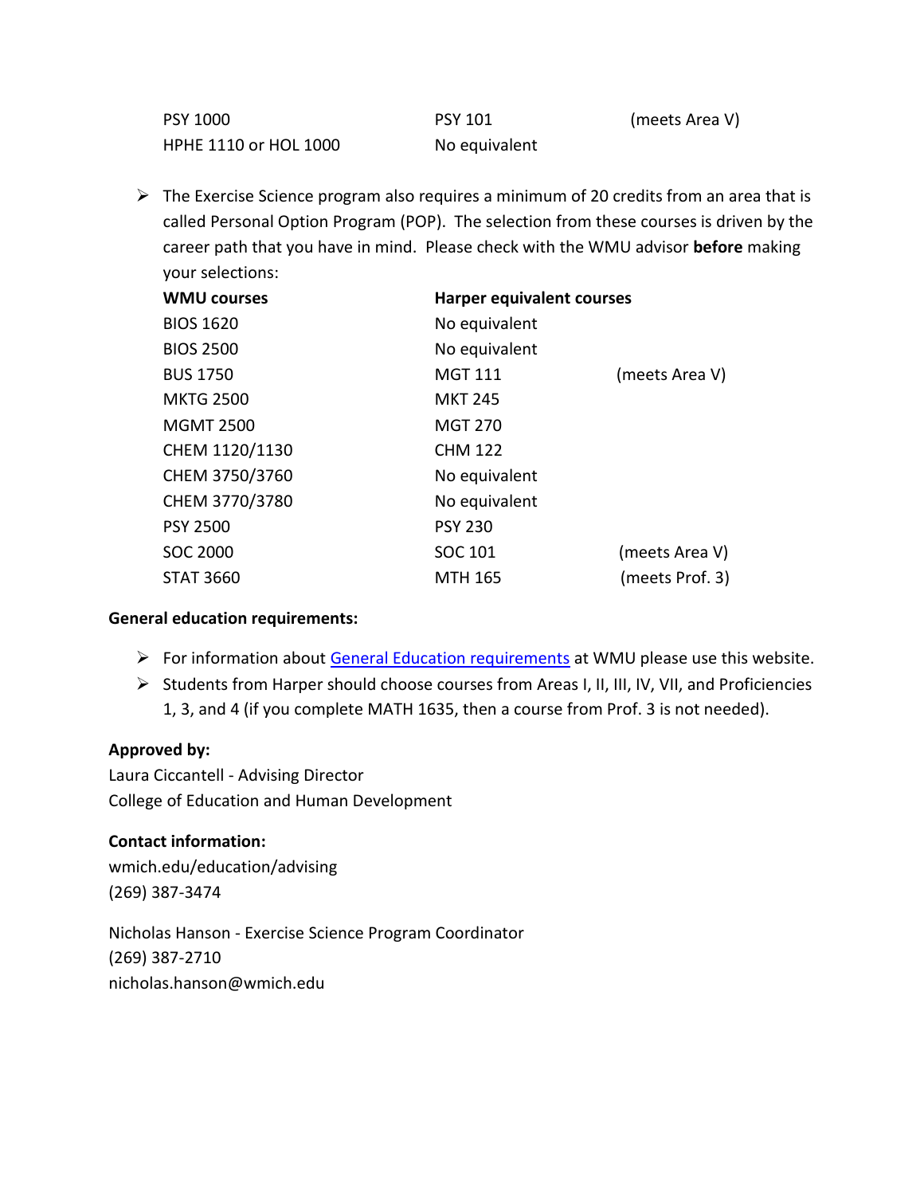| | | |
|---|---|---|
| PSY 1000 | PSY 101 | (meets Area V) |
| HPHE 1110 or HOL 1000 | No equivalent | |

- The Exercise Science program also requires a minimum of 20 credits from an area that is called Personal Option Program (POP). The selection from these courses is driven by the career path that you have in mind. Please check with the WMU advisor **before** making your selections:

| **WMU courses** | **Harper equivalent courses** | |
|---|---|---|
| BIOS 1620 | No equivalent | |
| BIOS 2500 | No equivalent | |
| BUS 1750 | MGT 111 | (meets Area V) |
| MKTG 2500 | MKT 245 | |
| MGMT 2500 | MGT 270 | |
| CHEM 1120/1130 | CHM 122 | |
| CHEM 3750/3760 | No equivalent | |
| CHEM 3770/3780 | No equivalent | |
| PSY 2500 | PSY 230 | |
| SOC 2000 | SOC 101 | (meets Area V) |
| STAT 3660 | MTH 165 | (meets Prof. 3) |

**General education requirements:**

- For information about General Education requirements at WMU please use this website.
- Students from Harper should choose courses from Areas I, II, III, IV, VII, and Proficiencies 1, 3, and 4 (if you complete MATH 1635, then a course from Prof. 3 is not needed).

**Approved by:**

Laura Ciccantell - Advising Director
College of Education and Human Development

**Contact information:**

wmich.edu/education/advising
(269) 387-3474

Nicholas Hanson - Exercise Science Program Coordinator
(269) 387-2710
nicholas.hanson@wmich.edu